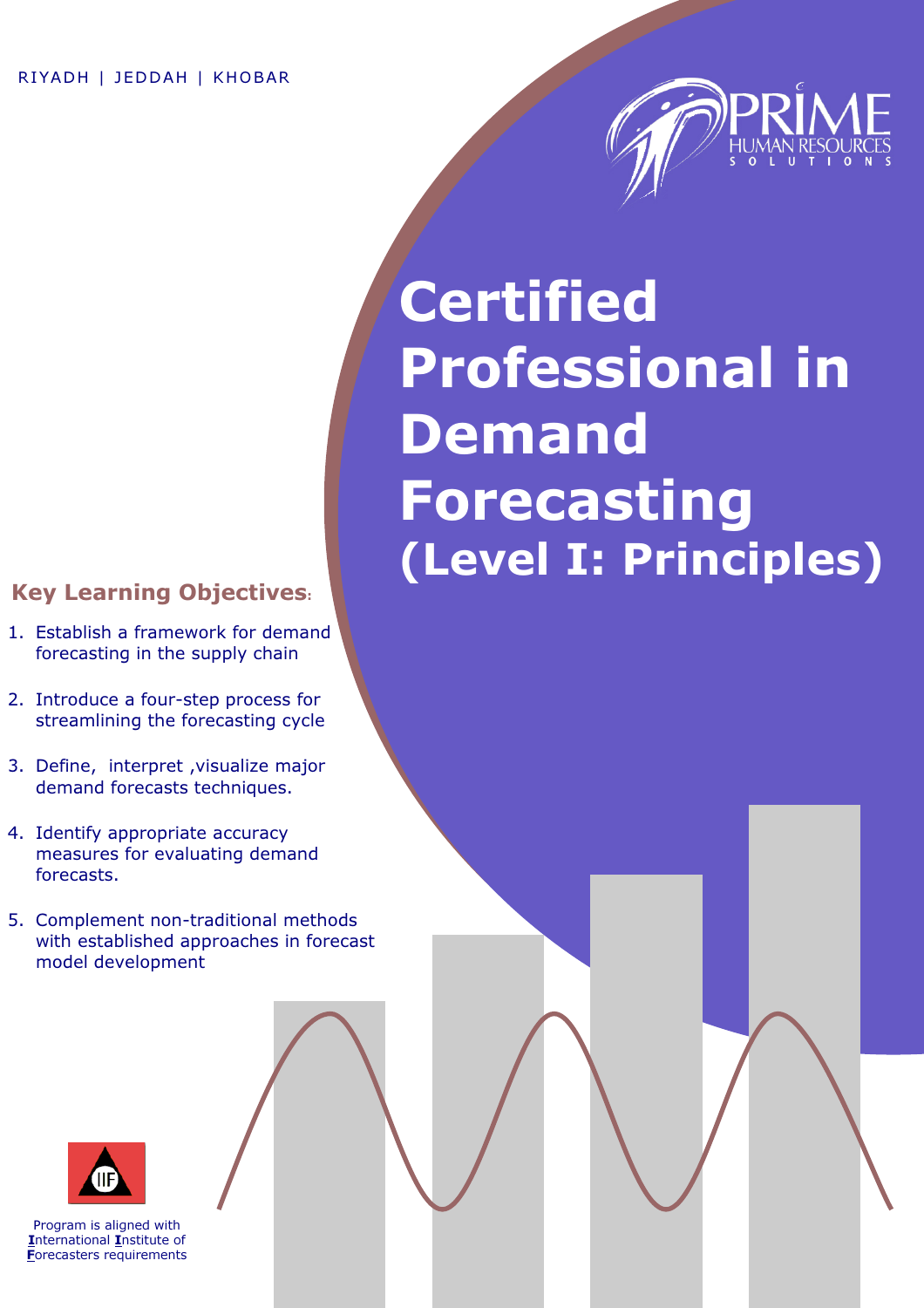RIYADH | JEDDAH | KHOBAR

PRIME HUMAN RESOURCES SOLUTIONS

# Certified Professional in Demand Forecasting (Level I: Principles)

## Key Learning Objectives:

1. Establish a framework for demand forecasting in the supply chain
2. Introduce a four-step process for streamlining the forecasting cycle
3. Define, interpret ,visualize major demand forecasts techniques.
4. Identify appropriate accuracy measures for evaluating demand forecasts.
5. Complement non-traditional methods with established approaches in forecast model development

Program is aligned with **I**nternational **I**nstitute of **F**orecasters requirements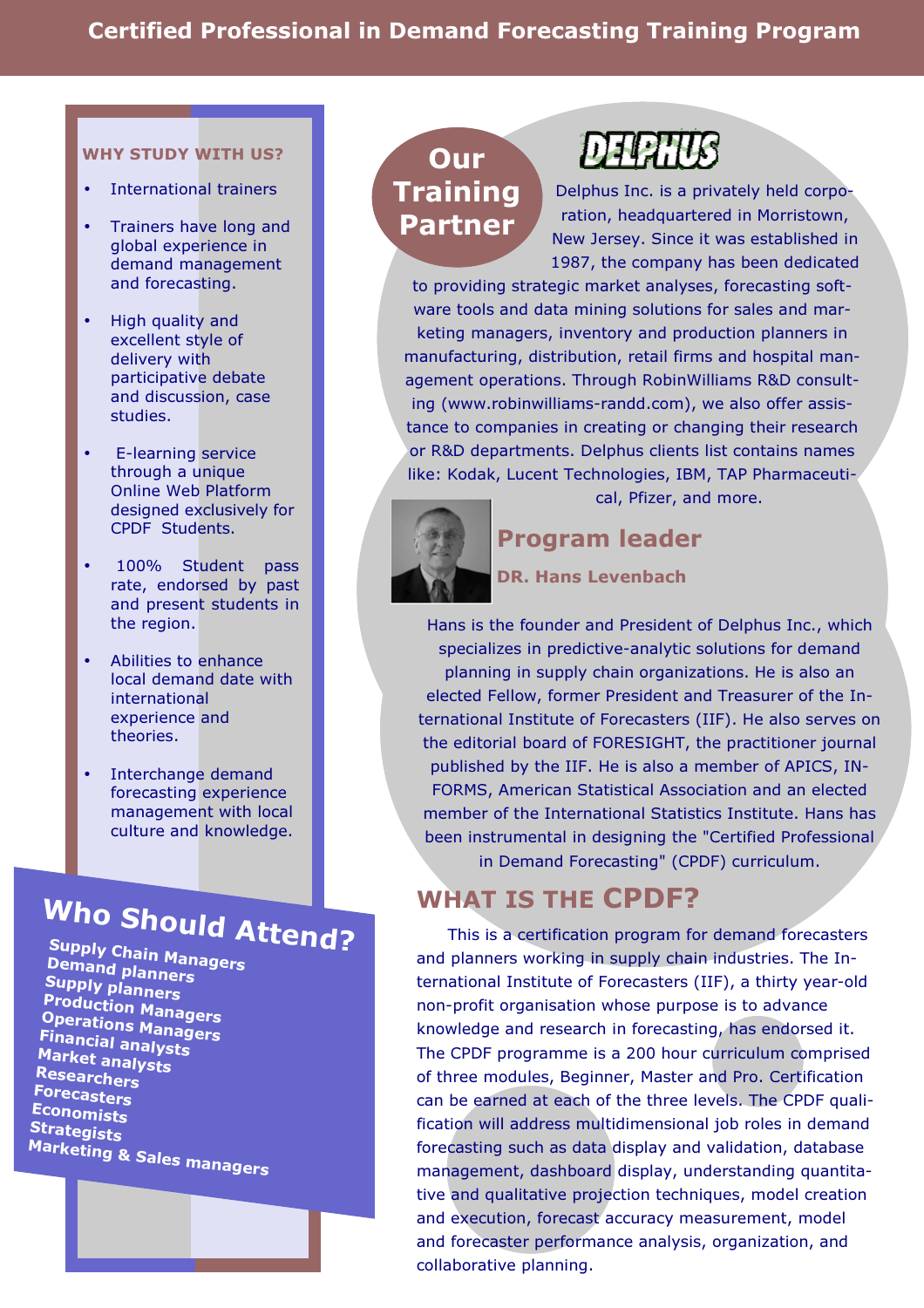# Certified Professional in Demand Forecasting Training Program

### WHY STUDY WITH US?

- International trainers
- Trainers have long and global experience in demand management and forecasting.
- High quality and excellent style of delivery with participative debate and discussion, case studies.
- E-learning service through a unique Online Web Platform designed exclusively for CPDF Students.
- 100% Student pass rate, endorsed by past and present students in the region.
- Abilities to enhance local demand date with international experience and theories.
- Interchange demand forecasting experience management with local culture and knowledge.

## Who Should Attend?

**Supply Chain Managers**
**Demand planners**
**Supply planners**
**Production Managers**
**Operations Managers**
**Financial analysts**
**Market analysts**
**Researchers**
**Forecasters**
**Economists**
**Strategists**
**Marketing & Sales managers**

## Our Training Partner

DELPHUS

Delphus Inc. is a privately held corporation, headquartered in Morristown, New Jersey. Since it was established in 1987, the company has been dedicated to providing strategic market analyses, forecasting software tools and data mining solutions for sales and marketing managers, inventory and production planners in manufacturing, distribution, retail firms and hospital management operations. Through RobinWilliams R&D consulting (www.robinwilliams-randd.com), we also offer assistance to companies in creating or changing their research or R&D departments. Delphus clients list contains names like: Kodak, Lucent Technologies, IBM, TAP Pharmaceutical, Pfizer, and more.

## Program leader

**DR. Hans Levenbach**

Hans is the founder and President of Delphus Inc., which specializes in predictive-analytic solutions for demand planning in supply chain organizations. He is also an elected Fellow, former President and Treasurer of the International Institute of Forecasters (IIF). He also serves on the editorial board of FORESIGHT, the practitioner journal published by the IIF. He is also a member of APICS, INFORMS, American Statistical Association and an elected member of the International Statistics Institute. Hans has been instrumental in designing the "Certified Professional in Demand Forecasting" (CPDF) curriculum.

## WHAT IS THE CPDF?

This is a certification program for demand forecasters and planners working in supply chain industries. The International Institute of Forecasters (IIF), a thirty year-old non-profit organisation whose purpose is to advance knowledge and research in forecasting, has endorsed it. The CPDF programme is a 200 hour curriculum comprised of three modules, Beginner, Master and Pro. Certification can be earned at each of the three levels. The CPDF qualification will address multidimensional job roles in demand forecasting such as data display and validation, database management, dashboard display, understanding quantitative and qualitative projection techniques, model creation and execution, forecast accuracy measurement, model and forecaster performance analysis, organization, and collaborative planning.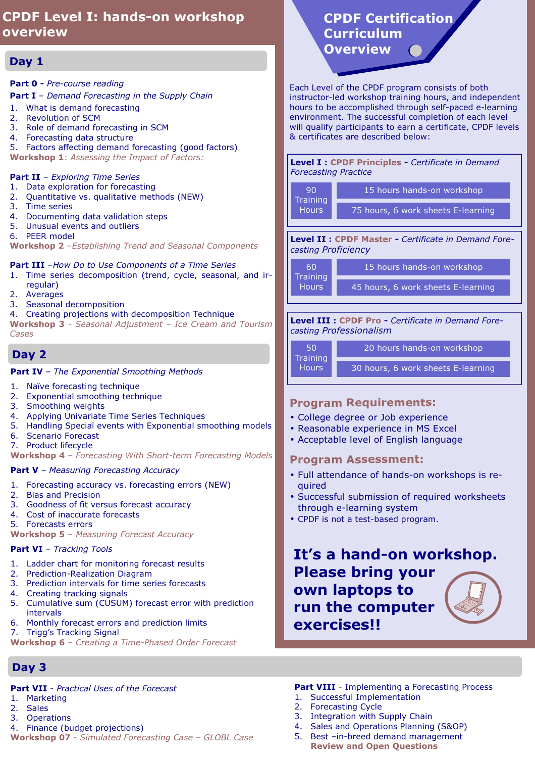# CPDF Level I: hands-on workshop overview

## Day 1

**Part 0 -** *Pre-course reading*

**Part I** – *Demand Forecasting in the Supply Chain*

1. What is demand forecasting
2. Revolution of SCM
3. Role of demand forecasting in SCM
4. Forecasting data structure
5. Factors affecting demand forecasting (good factors)

**Workshop 1**: *Assessing the Impact of Factors:*

**Part II** – *Exploring Time Series*

1. Data exploration for forecasting
2. Quantitative vs. qualitative methods (NEW)
3. Time series
4. Documenting data validation steps
5. Unusual events and outliers
6. PEER model

**Workshop 2** –*Establishing Trend and Seasonal Components*

**Part III** –*How Do to Use Components of a Time Series*

1. Time series decomposition (trend, cycle, seasonal, and irregular)
2. Averages
3. Seasonal decomposition
4. Creating projections with decomposition Technique

**Workshop 3** - *Seasonal Adjustment – Ice Cream and Tourism Cases*

## Day 2

**Part IV** – *The Exponential Smoothing Methods*

1. Naïve forecasting technique
2. Exponential smoothing technique
3. Smoothing weights
4. Applying Univariate Time Series Techniques
5. Handling Special events with Exponential smoothing models
6. Scenario Forecast
7. Product lifecycle

**Workshop 4** – *Forecasting With Short-term Forecasting Models*

**Part V** – *Measuring Forecasting Accuracy*

1. Forecasting accuracy vs. forecasting errors (NEW)
2. Bias and Precision
3. Goodness of fit versus forecast accuracy
4. Cost of inaccurate forecasts
5. Forecasts errors

**Workshop 5** – *Measuring Forecast Accuracy*

**Part VI** – *Tracking Tools*

1. Ladder chart for monitoring forecast results
2. Prediction-Realization Diagram
3. Prediction intervals for time series forecasts
4. Creating tracking signals
5. Cumulative sum (CUSUM) forecast error with prediction intervals
6. Monthly forecast errors and prediction limits
7. Trigg's Tracking Signal

**Workshop 6** – *Creating a Time-Phased Order Forecast*

## Day 3

**Part VII** - *Practical Uses of the Forecast*

1. Marketing
2. Sales
3. Operations
4. Finance (budget projections)

**Workshop 07** - *Simulated Forecasting Case – GLOBL Case*

**Part VIII** - Implementing a Forecasting Process

1. Successful Implementation
2. Forecasting Cycle
3. Integration with Supply Chain
4. Sales and Operations Planning (S&OP)
5. Best –in-breed demand management

**Review and Open Questions**

# CPDF Certification Curriculum Overview

Each Level of the CPDF program consists of both instructor-led workshop training hours, and independent hours to be accomplished through self-paced e-learning environment. The successful completion of each level will qualify participants to earn a certificate, CPDF levels & certificates are described below:

**Level I : CPDF Principles -** *Certificate in Demand Forecasting Practice*

| 90 Training Hours | 15 hours hands-on workshop |
|---|---|
| | 75 hours, 6 work sheets E-learning |

**Level II : CPDF Master -** *Certificate in Demand Forecasting Proficiency*

| 60 Training Hours | 15 hours hands-on workshop |
|---|---|
| | 45 hours, 6 work sheets E-learning |

**Level III : CPDF Pro -** *Certificate in Demand Forecasting Professionalism*

| 50 Training Hours | 20 hours hands-on workshop |
|---|---|
| | 30 hours, 6 work sheets E-learning |

## Program Requirements:

- College degree or Job experience
- Reasonable experience in MS Excel
- Acceptable level of English language

## Program Assessment:

- Full attendance of hands-on workshops is required
- Successful submission of required worksheets through e-learning system
- CPDF is not a test-based program.

**It's a hand-on workshop. Please bring your own laptops to run the computer exercises!!**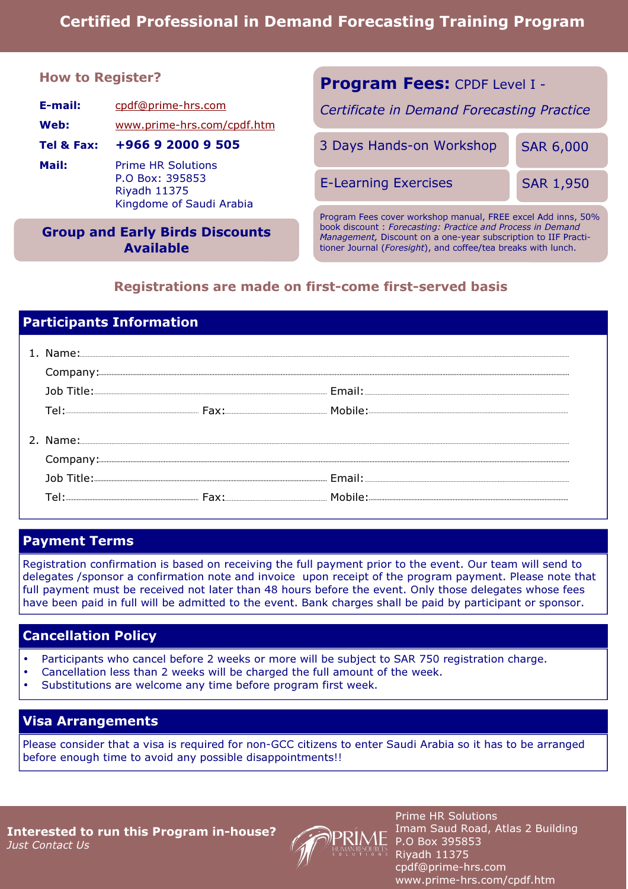# Certified Professional in Demand Forecasting Training Program

## How to Register?

**E-mail:** cpdf@prime-hrs.com

**Web:** www.prime-hrs.com/cpdf.htm

**Tel & Fax:** **+966 9 2000 9 505**

**Mail:** Prime HR Solutions
P.O Box: 395853
Riyadh 11375
Kingdome of Saudi Arabia

**Group and Early Birds Discounts Available**

## Program Fees: CPDF Level I - *Certificate in Demand Forecasting Practice*

| | |
|---|---|
| 3 Days Hands-on Workshop | SAR 6,000 |
| E-Learning Exercises | SAR 1,950 |

Program Fees cover workshop manual, FREE excel Add inns, 50% book discount : *Forecasting: Practice and Process in Demand Management,* Discount on a one-year subscription to IIF Practitioner Journal (*Foresight*), and coffee/tea breaks with lunch.

**Registrations are made on first-come first-served basis**

## Participants Information

1. Name:
   Company:
   Job Title: Email:
   Tel: Fax: Mobile:

2. Name:
   Company:
   Job Title: Email:
   Tel: Fax: Mobile:

## Payment Terms

Registration confirmation is based on receiving the full payment prior to the event. Our team will send to delegates /sponsor a confirmation note and invoice upon receipt of the program payment. Please note that full payment must be received not later than 48 hours before the event. Only those delegates whose fees have been paid in full will be admitted to the event. Bank charges shall be paid by participant or sponsor.

## Cancellation Policy

- Participants who cancel before 2 weeks or more will be subject to SAR 750 registration charge.
- Cancellation less than 2 weeks will be charged the full amount of the week.
- Substitutions are welcome any time before program first week.

## Visa Arrangements

Please consider that a visa is required for non-GCC citizens to enter Saudi Arabia so it has to be arranged before enough time to avoid any possible disappointments!!

**Interested to run this Program in-house?**
*Just Contact Us*

PRIME HUMAN RESOURCES SOLUTIONS

Prime HR Solutions
Imam Saud Road, Atlas 2 Building
P.O Box 395853
Riyadh 11375
cpdf@prime-hrs.com
www.prime-hrs.com/cpdf.htm